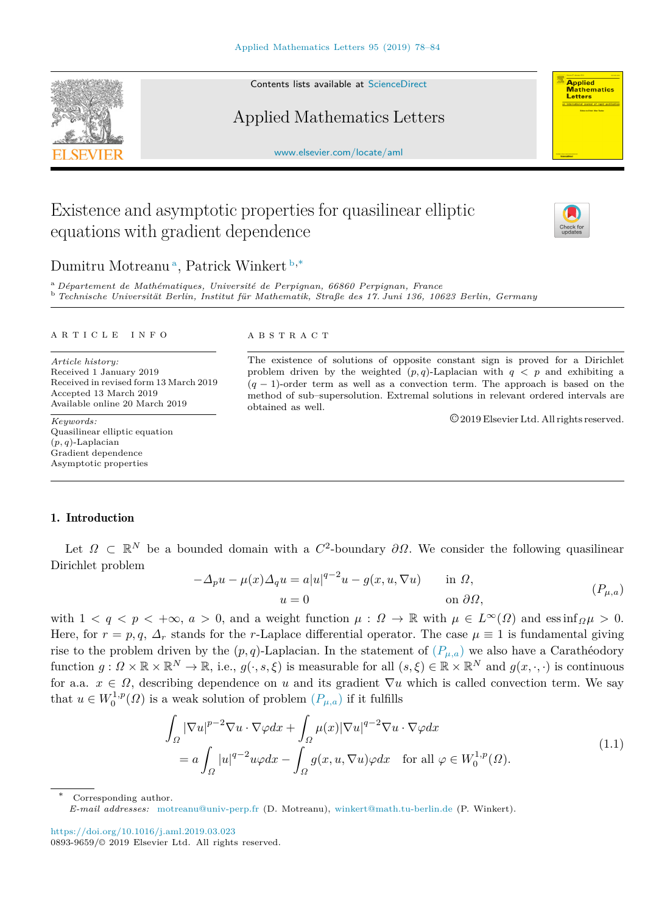# Existence and asymptotic properties for quasilinear elliptic equations with gradient dependence

Dumitru Motreanu [a], Patrick Winkert [b,*]

[a] *Département de Mathématiques, Université de Perpignan, 66860 Perpignan, France*
[b] *Technische Universität Berlin, Institut für Mathematik, Straße des 17. Juni 136, 10623 Berlin, Germany*

ARTICLE INFO

*Article history:*
Received 1 January 2019
Received in revised form 13 March 2019
Accepted 13 March 2019
Available online 20 March 2019

*Keywords:*
Quasilinear elliptic equation
$(p, q)$-Laplacian
Gradient dependence
Asymptotic properties

ABSTRACT

The existence of solutions of opposite constant sign is proved for a Dirichlet problem driven by the weighted $(p, q)$-Laplacian with $q < p$ and exhibiting a $(q-1)$-order term as well as a convection term. The approach is based on the method of sub–supersolution. Extremal solutions in relevant ordered intervals are obtained as well.

© 2019 Elsevier Ltd. All rights reserved.

## 1. Introduction

Let $\Omega \subset \mathbb{R}^N$ be a bounded domain with a $C^2$-boundary $\partial\Omega$. We consider the following quasilinear Dirichlet problem

$$
\begin{aligned}
-\Delta_p u - \mu(x)\Delta_q u &= a|u|^{q-2}u - g(x, u, \nabla u) && \text{in } \Omega,\\
u &= 0 && \text{on } \partial\Omega,
\end{aligned}
\qquad (P_{\mu,a})
$$

with $1 < q < p < +\infty$, $a > 0$, and a weight function $\mu : \Omega \to \mathbb{R}$ with $\mu \in L^\infty(\Omega)$ and $\operatorname{ess\,inf}_\Omega \mu > 0$. Here, for $r = p, q$, $\Delta_r$ stands for the $r$-Laplace differential operator. The case $\mu \equiv 1$ is fundamental giving rise to the problem driven by the $(p, q)$-Laplacian. In the statement of $(P_{\mu,a})$ we also have a Carathéodory function $g : \Omega \times \mathbb{R} \times \mathbb{R}^N \to \mathbb{R}$, i.e., $g(\cdot, s, \xi)$ is measurable for all $(s, \xi) \in \mathbb{R} \times \mathbb{R}^N$ and $g(x, \cdot, \cdot)$ is continuous for a.a. $x \in \Omega$, describing dependence on $u$ and its gradient $\nabla u$ which is called convection term. We say that $u \in W_0^{1,p}(\Omega)$ is a weak solution of problem $(P_{\mu,a})$ if it fulfills

$$
\begin{aligned}
&\int_\Omega |\nabla u|^{p-2}\nabla u \cdot \nabla\varphi dx + \int_\Omega \mu(x)|\nabla u|^{q-2}\nabla u \cdot \nabla\varphi dx\\
&\quad = a\int_\Omega |u|^{q-2}u\varphi dx - \int_\Omega g(x, u, \nabla u)\varphi dx \quad \text{for all } \varphi \in W_0^{1,p}(\Omega).
\end{aligned}
\qquad (1.1)
$$

* Corresponding author.
*E-mail addresses:* motreanu@univ-perp.fr (D. Motreanu), winkert@math.tu-berlin.de (P. Winkert).

https://doi.org/10.1016/j.aml.2019.03.023
0893-9659/© 2019 Elsevier Ltd. All rights reserved.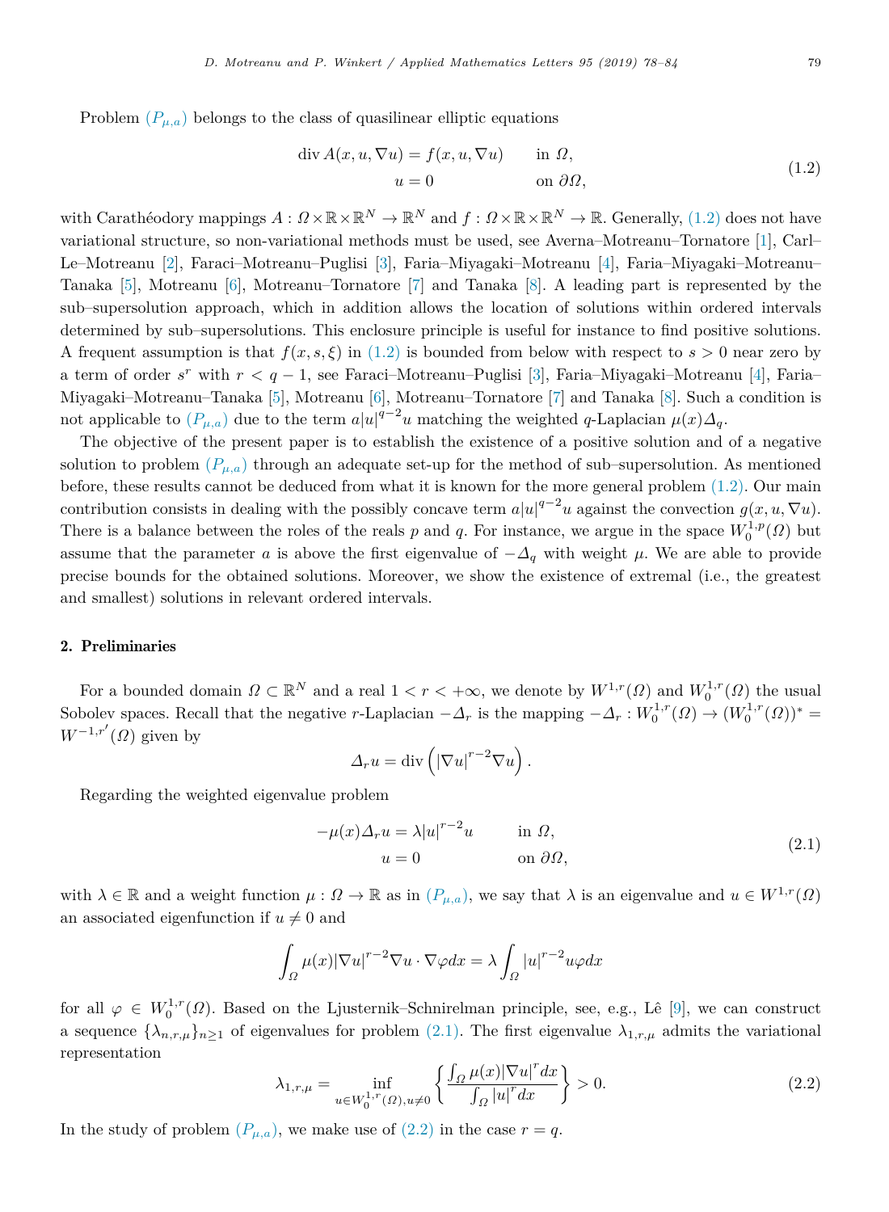Problem $(P_{\mu,a})$ belongs to the class of quasilinear elliptic equations

$$
\begin{aligned}
\operatorname{div} A(x,u,\nabla u) &= f(x,u,\nabla u) \qquad &&\text{in } \Omega,\\
u &= 0 &&\text{on } \partial\Omega,
\end{aligned}
\tag{1.2}
$$

with Carathéodory mappings $A : \Omega\times\mathbb{R}\times\mathbb{R}^N \to \mathbb{R}^N$ and $f : \Omega\times\mathbb{R}\times\mathbb{R}^N \to \mathbb{R}$. Generally, (1.2) does not have variational structure, so non-variational methods must be used, see Averna–Motreanu–Tornatore [1], Carl–Le–Motreanu [2], Faraci–Motreanu–Puglisi [3], Faria–Miyagaki–Motreanu [4], Faria–Miyagaki–Motreanu–Tanaka [5], Motreanu [6], Motreanu–Tornatore [7] and Tanaka [8]. A leading part is represented by the sub–supersolution approach, which in addition allows the location of solutions within ordered intervals determined by sub–supersolutions. This enclosure principle is useful for instance to find positive solutions. A frequent assumption is that $f(x,s,\xi)$ in (1.2) is bounded from below with respect to $s>0$ near zero by a term of order $s^r$ with $r<q-1$, see Faraci–Motreanu–Puglisi [3], Faria–Miyagaki–Motreanu [4], Faria–Miyagaki–Motreanu–Tanaka [5], Motreanu [6], Motreanu–Tornatore [7] and Tanaka [8]. Such a condition is not applicable to $(P_{\mu,a})$ due to the term $a|u|^{q-2}u$ matching the weighted $q$-Laplacian $\mu(x)\Delta_q$.

The objective of the present paper is to establish the existence of a positive solution and of a negative solution to problem $(P_{\mu,a})$ through an adequate set-up for the method of sub–supersolution. As mentioned before, these results cannot be deduced from what it is known for the more general problem (1.2). Our main contribution consists in dealing with the possibly concave term $a|u|^{q-2}u$ against the convection $g(x,u,\nabla u)$. There is a balance between the roles of the reals $p$ and $q$. For instance, we argue in the space $W_0^{1,p}(\Omega)$ but assume that the parameter $a$ is above the first eigenvalue of $-\Delta_q$ with weight $\mu$. We are able to provide precise bounds for the obtained solutions. Moreover, we show the existence of extremal (i.e., the greatest and smallest) solutions in relevant ordered intervals.

## 2. Preliminaries

For a bounded domain $\Omega\subset\mathbb{R}^N$ and a real $1<r<+\infty$, we denote by $W^{1,r}(\Omega)$ and $W_0^{1,r}(\Omega)$ the usual Sobolev spaces. Recall that the negative $r$-Laplacian $-\Delta_r$ is the mapping $-\Delta_r : W_0^{1,r}(\Omega)\to (W_0^{1,r}(\Omega))^* = W^{-1,r'}(\Omega)$ given by

$$
\Delta_r u = \operatorname{div}\left(|\nabla u|^{r-2}\nabla u\right).
$$

Regarding the weighted eigenvalue problem

$$
\begin{aligned}
-\mu(x)\Delta_r u &= \lambda |u|^{r-2}u \qquad &&\text{in } \Omega,\\
u &= 0 &&\text{on } \partial\Omega,
\end{aligned}
\tag{2.1}
$$

with $\lambda\in\mathbb{R}$ and a weight function $\mu:\Omega\to\mathbb{R}$ as in $(P_{\mu,a})$, we say that $\lambda$ is an eigenvalue and $u\in W^{1,r}(\Omega)$ an associated eigenfunction if $u\neq 0$ and

$$
\int_\Omega \mu(x)|\nabla u|^{r-2}\nabla u\cdot\nabla\varphi dx = \lambda\int_\Omega |u|^{r-2}u\varphi dx
$$

for all $\varphi\in W_0^{1,r}(\Omega)$. Based on the Ljusternik–Schnirelman principle, see, e.g., Lê [9], we can construct a sequence $\{\lambda_{n,r,\mu}\}_{n\geq 1}$ of eigenvalues for problem (2.1). The first eigenvalue $\lambda_{1,r,\mu}$ admits the variational representation

$$
\lambda_{1,r,\mu} = \inf_{u\in W_0^{1,r}(\Omega),u\neq 0}\left\{\frac{\int_\Omega \mu(x)|\nabla u|^r dx}{\int_\Omega |u|^r dx}\right\} > 0.
\tag{2.2}
$$

In the study of problem $(P_{\mu,a})$, we make use of (2.2) in the case $r=q$.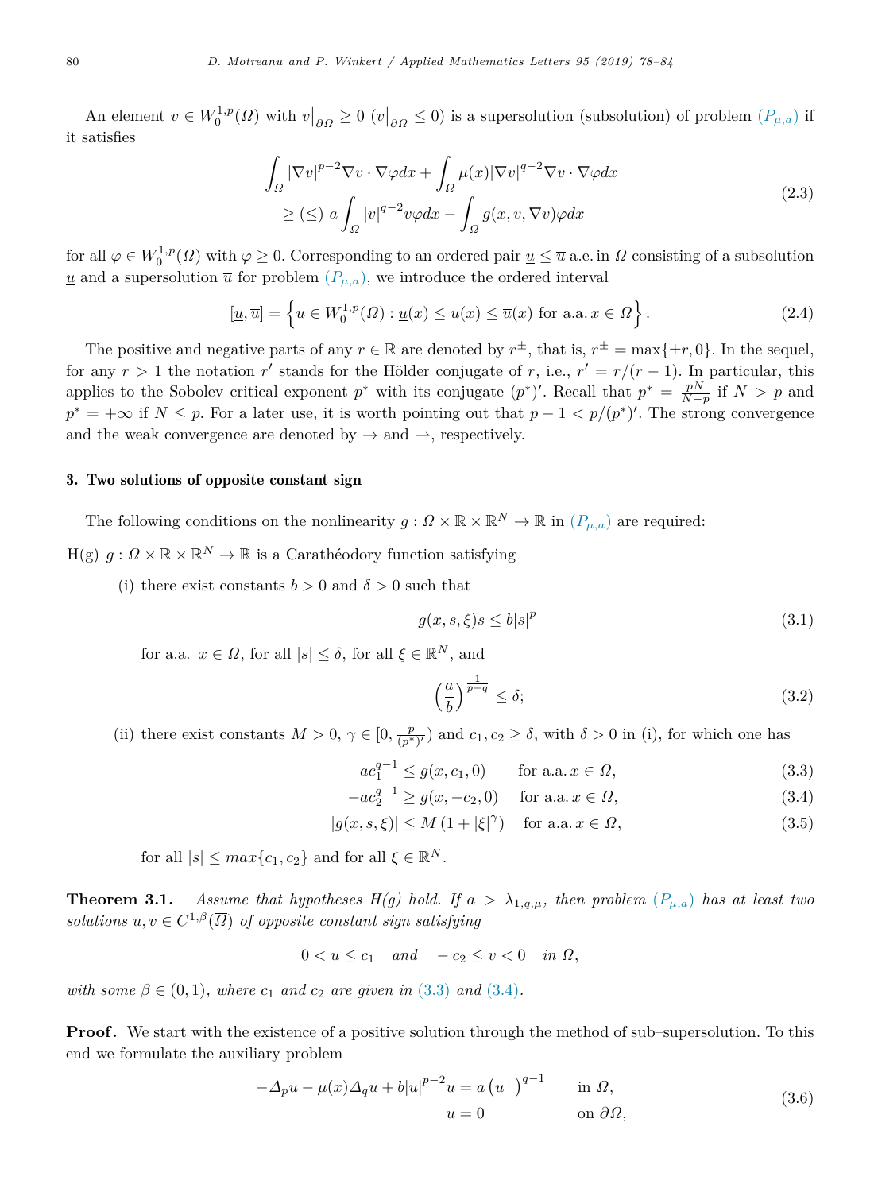An element $v \in W_0^{1,p}(\Omega)$ with $v\big|_{\partial\Omega} \geq 0$ ($v\big|_{\partial\Omega} \leq 0$) is a supersolution (subsolution) of problem $(P_{\mu,a})$ if it satisfies

$$
\begin{aligned}
&\int_\Omega |\nabla v|^{p-2}\nabla v \cdot \nabla \varphi dx + \int_\Omega \mu(x)|\nabla v|^{q-2}\nabla v \cdot \nabla \varphi dx \\
&\qquad \geq (\leq)\ a\int_\Omega |v|^{q-2}v\varphi dx - \int_\Omega g(x, v, \nabla v)\varphi dx
\end{aligned}
\tag{2.3}
$$

for all $\varphi \in W_0^{1,p}(\Omega)$ with $\varphi \geq 0$. Corresponding to an ordered pair $\underline{u} \leq \overline{u}$ a.e. in $\Omega$ consisting of a subsolution $\underline{u}$ and a supersolution $\overline{u}$ for problem $(P_{\mu,a})$, we introduce the ordered interval

$$
[\underline{u}, \overline{u}] = \left\{ u \in W_0^{1,p}(\Omega) : \underline{u}(x) \leq u(x) \leq \overline{u}(x) \text{ for a.a. } x \in \Omega \right\}. \tag{2.4}
$$

The positive and negative parts of any $r \in \mathbb{R}$ are denoted by $r^\pm$, that is, $r^\pm = \max\{\pm r, 0\}$. In the sequel, for any $r > 1$ the notation $r'$ stands for the Hölder conjugate of $r$, i.e., $r' = r/(r-1)$. In particular, this applies to the Sobolev critical exponent $p^*$ with its conjugate $(p^*)'$. Recall that $p^* = \frac{pN}{N-p}$ if $N > p$ and $p^* = +\infty$ if $N \leq p$. For a later use, it is worth pointing out that $p - 1 < p/(p^*)'$. The strong convergence and the weak convergence are denoted by $\to$ and $\rightharpoonup$, respectively.

## 3. Two solutions of opposite constant sign

The following conditions on the nonlinearity $g : \Omega \times \mathbb{R} \times \mathbb{R}^N \to \mathbb{R}$ in $(P_{\mu,a})$ are required:

H(g) $g : \Omega \times \mathbb{R} \times \mathbb{R}^N \to \mathbb{R}$ is a Carathéodory function satisfying

(i) there exist constants $b > 0$ and $\delta > 0$ such that

$$
g(x, s, \xi)s \leq b|s|^p \tag{3.1}
$$

for a.a. $x \in \Omega$, for all $|s| \leq \delta$, for all $\xi \in \mathbb{R}^N$, and

$$
\left(\frac{a}{b}\right)^{\frac{1}{p-q}} \leq \delta; \tag{3.2}
$$

(ii) there exist constants $M > 0$, $\gamma \in [0, \frac{p}{(p^*)'})$ and $c_1, c_2 \geq \delta$, with $\delta > 0$ in (i), for which one has

$$
ac_1^{q-1} \leq g(x, c_1, 0) \qquad \text{for a.a. } x \in \Omega, \tag{3.3}
$$

$$
-ac_2^{q-1} \geq g(x, -c_2, 0) \qquad \text{for a.a. } x \in \Omega, \tag{3.4}
$$

$$
|g(x, s, \xi)| \leq M\left(1 + |\xi|^\gamma\right) \qquad \text{for a.a. } x \in \Omega, \tag{3.5}
$$

for all $|s| \leq max\{c_1, c_2\}$ and for all $\xi \in \mathbb{R}^N$.

**Theorem 3.1.** *Assume that hypotheses H(g) hold. If $a > \lambda_{1,q,\mu}$, then problem $(P_{\mu,a})$ has at least two solutions $u, v \in C^{1,\beta}(\overline{\Omega})$ of opposite constant sign satisfying*

$$
0 < u \leq c_1 \quad \text{and} \quad -c_2 \leq v < 0 \quad \text{in } \Omega,
$$

*with some $\beta \in (0, 1)$, where $c_1$ and $c_2$ are given in (3.3) and (3.4).*

**Proof.** We start with the existence of a positive solution through the method of sub–supersolution. To this end we formulate the auxiliary problem

$$
\begin{aligned}
-\Delta_p u - \mu(x)\Delta_q u + b|u|^{p-2}u &= a\left(u^+\right)^{q-1} \qquad &&\text{in } \Omega, \\
u &= 0 &&\text{on } \partial\Omega,
\end{aligned}
\tag{3.6}
$$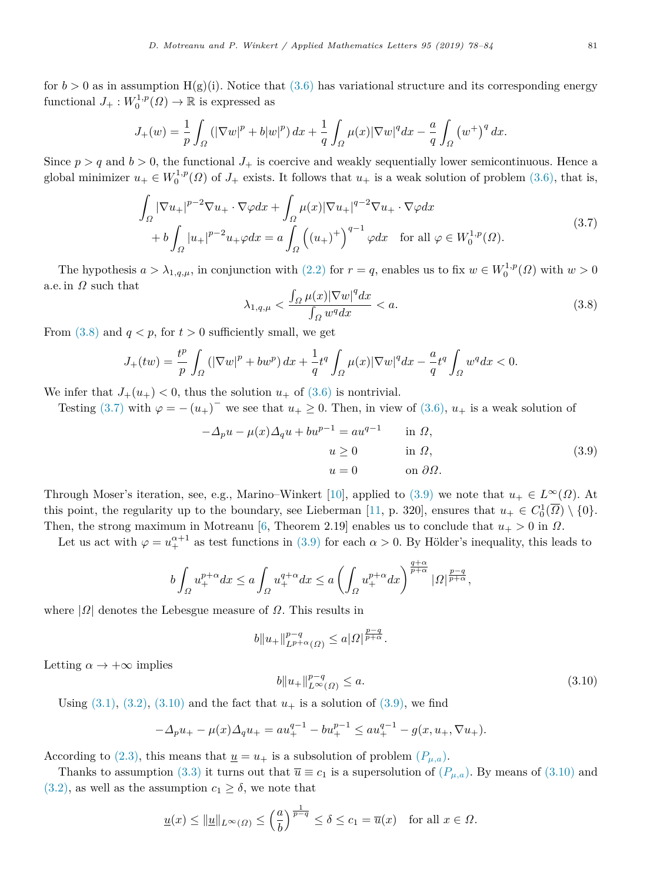for $b > 0$ as in assumption H(g)(i). Notice that (3.6) has variational structure and its corresponding energy functional $J_+ : W_0^{1,p}(\Omega) \to \mathbb{R}$ is expressed as

$$J_+(w) = \frac{1}{p}\int_\Omega \left(|\nabla w|^p + b|w|^p\right) dx + \frac{1}{q}\int_\Omega \mu(x)|\nabla w|^q dx - \frac{a}{q}\int_\Omega \left(w^+\right)^q dx.$$

Since $p > q$ and $b > 0$, the functional $J_+$ is coercive and weakly sequentially lower semicontinuous. Hence a global minimizer $u_+ \in W_0^{1,p}(\Omega)$ of $J_+$ exists. It follows that $u_+$ is a weak solution of problem (3.6), that is,

$$\begin{aligned} &\int_\Omega |\nabla u_+|^{p-2}\nabla u_+ \cdot \nabla \varphi dx + \int_\Omega \mu(x)|\nabla u_+|^{q-2}\nabla u_+ \cdot \nabla \varphi dx \\ &\quad + b\int_\Omega |u_+|^{p-2}u_+\varphi dx = a\int_\Omega \left((u_+)^+\right)^{q-1}\varphi dx \quad \text{for all } \varphi \in W_0^{1,p}(\Omega). \end{aligned} \tag{3.7}$$

The hypothesis $a > \lambda_{1,q,\mu}$, in conjunction with (2.2) for $r = q$, enables us to fix $w \in W_0^{1,p}(\Omega)$ with $w > 0$ a.e. in $\Omega$ such that

$$\lambda_{1,q,\mu} < \frac{\int_\Omega \mu(x)|\nabla w|^q dx}{\int_\Omega w^q dx} < a. \tag{3.8}$$

From (3.8) and $q < p$, for $t > 0$ sufficiently small, we get

$$J_+(tw) = \frac{t^p}{p}\int_\Omega \left(|\nabla w|^p + bw^p\right) dx + \frac{1}{q}t^q\int_\Omega \mu(x)|\nabla w|^q dx - \frac{a}{q}t^q\int_\Omega w^q dx < 0.$$

We infer that $J_+(u_+) < 0$, thus the solution $u_+$ of (3.6) is nontrivial.

Testing (3.7) with $\varphi = -(u_+)^-$ we see that $u_+ \geq 0$. Then, in view of (3.6), $u_+$ is a weak solution of

$$\begin{aligned} -\Delta_p u - \mu(x)\Delta_q u + bu^{p-1} &= au^{q-1} && \text{in } \Omega, \\ u &\geq 0 && \text{in } \Omega, \\ u &= 0 && \text{on } \partial\Omega. \end{aligned} \tag{3.9}$$

Through Moser's iteration, see, e.g., Marino–Winkert [10], applied to (3.9) we note that $u_+ \in L^\infty(\Omega)$. At this point, the regularity up to the boundary, see Lieberman [11, p. 320], ensures that $u_+ \in C_0^1(\overline{\Omega}) \setminus \{0\}$. Then, the strong maximum in Motreanu [6, Theorem 2.19] enables us to conclude that $u_+ > 0$ in $\Omega$.

Let us act with $\varphi = u_+^{\alpha+1}$ as test functions in (3.9) for each $\alpha > 0$. By Hölder's inequality, this leads to

$$b\int_\Omega u_+^{p+\alpha} dx \leq a\int_\Omega u_+^{q+\alpha} dx \leq a\left(\int_\Omega u_+^{p+\alpha} dx\right)^{\frac{q+\alpha}{p+\alpha}} |\Omega|^{\frac{p-q}{p+\alpha}},$$

where $|\Omega|$ denotes the Lebesgue measure of $\Omega$. This results in

$$b\|u_+\|_{L^{p+\alpha}(\Omega)}^{p-q} \leq a|\Omega|^{\frac{p-q}{p+\alpha}}.$$

Letting $\alpha \to +\infty$ implies

$$b\|u_+\|_{L^\infty(\Omega)}^{p-q} \leq a. \tag{3.10}$$

Using (3.1), (3.2), (3.10) and the fact that $u_+$ is a solution of (3.9), we find

$$-\Delta_p u_+ - \mu(x)\Delta_q u_+ = au_+^{q-1} - bu_+^{p-1} \leq au_+^{q-1} - g(x, u_+, \nabla u_+).$$

According to (2.3), this means that $\underline{u} = u_+$ is a subsolution of problem ($P_{\mu,a}$).

Thanks to assumption (3.3) it turns out that $\overline{u} \equiv c_1$ is a supersolution of ($P_{\mu,a}$). By means of (3.10) and (3.2), as well as the assumption $c_1 \geq \delta$, we note that

$$\underline{u}(x) \leq \|\underline{u}\|_{L^\infty(\Omega)} \leq \left(\frac{a}{b}\right)^{\frac{1}{p-q}} \leq \delta \leq c_1 = \overline{u}(x) \quad \text{for all } x \in \Omega.$$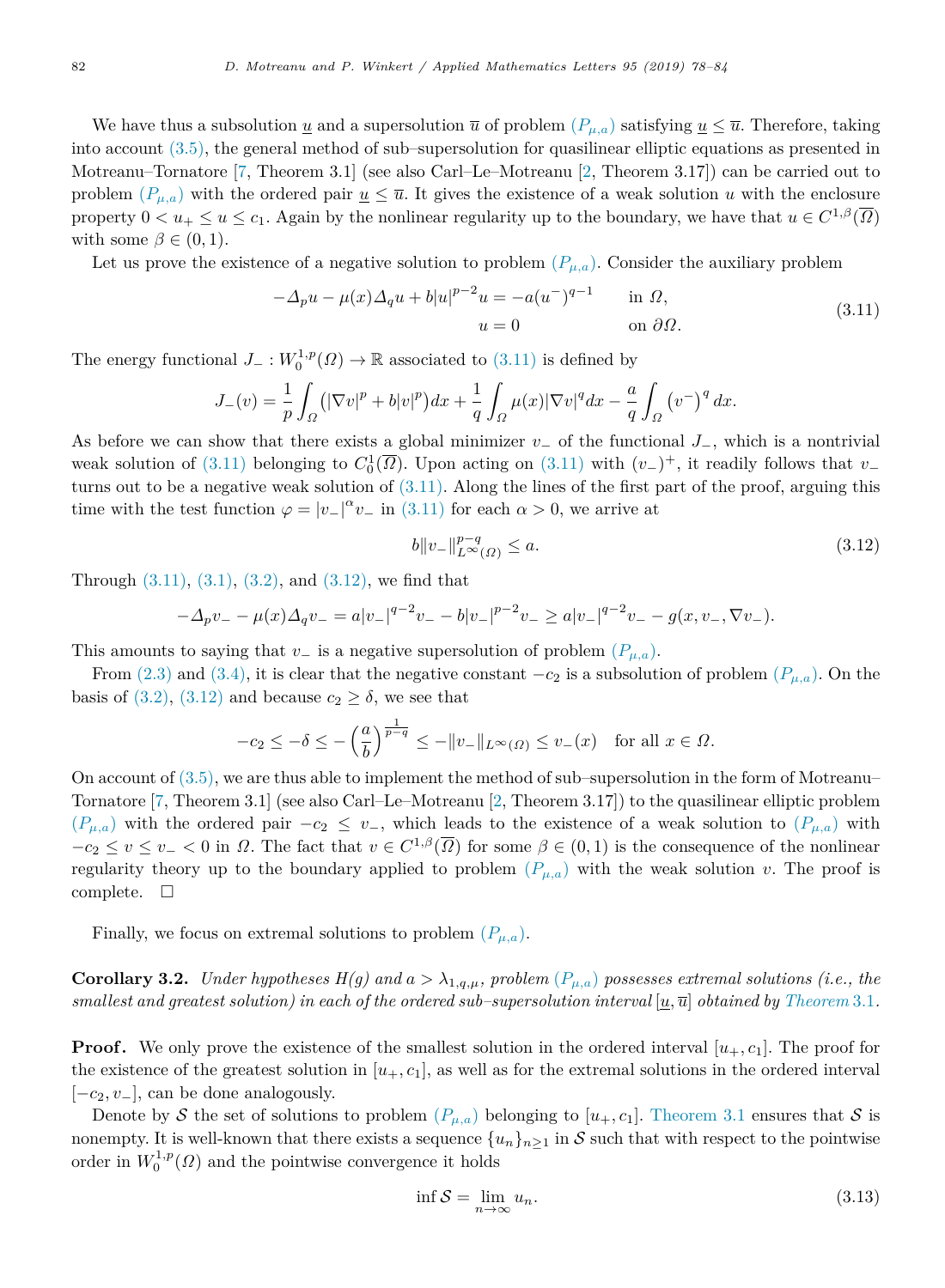We have thus a subsolution $\underline{u}$ and a supersolution $\overline{u}$ of problem $(P_{\mu,a})$ satisfying $\underline{u} \le \overline{u}$. Therefore, taking into account (3.5), the general method of sub–supersolution for quasilinear elliptic equations as presented in Motreanu–Tornatore [7, Theorem 3.1] (see also Carl–Le–Motreanu [2, Theorem 3.17]) can be carried out to problem $(P_{\mu,a})$ with the ordered pair $\underline{u} \le \overline{u}$. It gives the existence of a weak solution $u$ with the enclosure property $0 < u_+ \le u \le c_1$. Again by the nonlinear regularity up to the boundary, we have that $u \in C^{1,\beta}(\overline{\Omega})$ with some $\beta \in (0,1)$.

Let us prove the existence of a negative solution to problem $(P_{\mu,a})$. Consider the auxiliary problem

$$
\begin{aligned}
-\Delta_p u - \mu(x)\Delta_q u + b|u|^{p-2}u &= -a(u^-)^{q-1} \qquad && \text{in } \Omega,\\
u &= 0 && \text{on } \partial\Omega.
\end{aligned}
\tag{3.11}
$$

The energy functional $J_- : W_0^{1,p}(\Omega) \to \mathbb{R}$ associated to (3.11) is defined by

$$
J_-(v) = \frac{1}{p}\int_\Omega \left(|\nabla v|^p + b|v|^p\right)dx + \frac{1}{q}\int_\Omega \mu(x)|\nabla v|^q dx - \frac{a}{q}\int_\Omega \left(v^-\right)^q dx.
$$

As before we can show that there exists a global minimizer $v_-$ of the functional $J_-$, which is a nontrivial weak solution of (3.11) belonging to $C_0^1(\overline{\Omega})$. Upon acting on (3.11) with $(v_-)^+$, it readily follows that $v_-$ turns out to be a negative weak solution of (3.11). Along the lines of the first part of the proof, arguing this time with the test function $\varphi = |v_-|^\alpha v_-$ in (3.11) for each $\alpha > 0$, we arrive at

$$
b\|v_-\|_{L^\infty(\Omega)}^{p-q} \le a. \tag{3.12}
$$

Through (3.11), (3.1), (3.2), and (3.12), we find that

$$
-\Delta_p v_- - \mu(x)\Delta_q v_- = a|v_-|^{q-2}v_- - b|v_-|^{p-2}v_- \ge a|v_-|^{q-2}v_- - g(x, v_-, \nabla v_-).
$$

This amounts to saying that $v_-$ is a negative supersolution of problem $(P_{\mu,a})$.

From (2.3) and (3.4), it is clear that the negative constant $-c_2$ is a subsolution of problem $(P_{\mu,a})$. On the basis of (3.2), (3.12) and because $c_2 \ge \delta$, we see that

$$
-c_2 \le -\delta \le -\left(\frac{a}{b}\right)^{\frac{1}{p-q}} \le -\|v_-\|_{L^\infty(\Omega)} \le v_-(x) \quad \text{for all } x \in \Omega.
$$

On account of (3.5), we are thus able to implement the method of sub–supersolution in the form of Motreanu–Tornatore [7, Theorem 3.1] (see also Carl–Le–Motreanu [2, Theorem 3.17]) to the quasilinear elliptic problem $(P_{\mu,a})$ with the ordered pair $-c_2 \le v_-$, which leads to the existence of a weak solution to $(P_{\mu,a})$ with $-c_2 \le v \le v_- < 0$ in $\Omega$. The fact that $v \in C^{1,\beta}(\overline{\Omega})$ for some $\beta \in (0,1)$ is the consequence of the nonlinear regularity theory up to the boundary applied to problem $(P_{\mu,a})$ with the weak solution $v$. The proof is complete. $\square$

Finally, we focus on extremal solutions to problem $(P_{\mu,a})$.

**Corollary 3.2.** *Under hypotheses H(g) and $a > \lambda_{1,q,\mu}$, problem $(P_{\mu,a})$ possesses extremal solutions (i.e., the smallest and greatest solution) in each of the ordered sub–supersolution interval $[\underline{u}, \overline{u}]$ obtained by Theorem 3.1.*

**Proof.** We only prove the existence of the smallest solution in the ordered interval $[u_+, c_1]$. The proof for the existence of the greatest solution in $[u_+, c_1]$, as well as for the extremal solutions in the ordered interval $[-c_2, v_-]$, can be done analogously.

Denote by $\mathcal{S}$ the set of solutions to problem $(P_{\mu,a})$ belonging to $[u_+, c_1]$. Theorem 3.1 ensures that $\mathcal{S}$ is nonempty. It is well-known that there exists a sequence $\{u_n\}_{n\ge 1}$ in $\mathcal{S}$ such that with respect to the pointwise order in $W_0^{1,p}(\Omega)$ and the pointwise convergence it holds

$$
\inf \mathcal{S} = \lim_{n\to\infty} u_n. \tag{3.13}
$$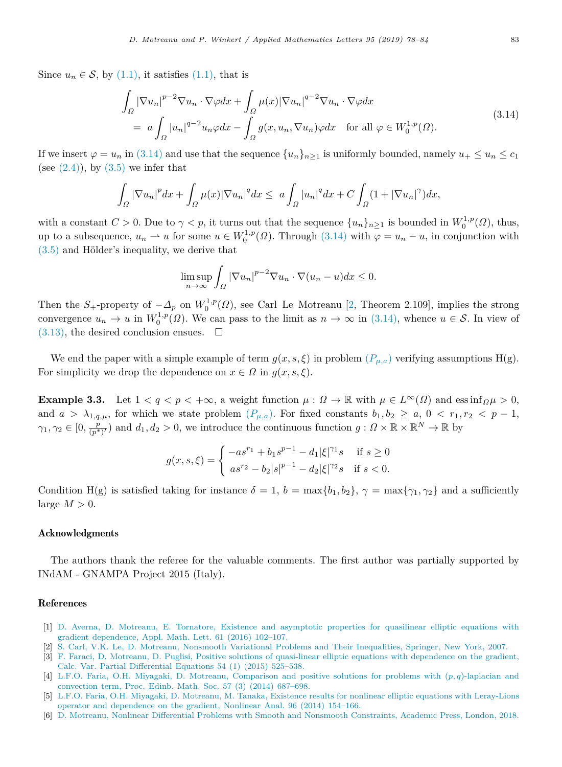Since $u_n \in \mathcal{S}$, by (1.1), it satisfies (1.1), that is

$$
\begin{aligned}
&\int_\Omega |\nabla u_n|^{p-2}\nabla u_n \cdot \nabla \varphi dx + \int_\Omega \mu(x)|\nabla u_n|^{q-2}\nabla u_n \cdot \nabla \varphi dx \\
&\quad = a\int_\Omega |u_n|^{q-2}u_n \varphi dx - \int_\Omega g(x,u_n,\nabla u_n)\varphi dx \quad \text{for all } \varphi \in W_0^{1,p}(\Omega).
\end{aligned}
\tag{3.14}
$$

If we insert $\varphi = u_n$ in (3.14) and use that the sequence $\{u_n\}_{n\geq 1}$ is uniformly bounded, namely $u_+ \leq u_n \leq c_1$ (see (2.4)), by (3.5) we infer that

$$
\int_\Omega |\nabla u_n|^p dx + \int_\Omega \mu(x)|\nabla u_n|^q dx \leq \; a\int_\Omega |u_n|^q dx + C\int_\Omega (1+|\nabla u_n|^\gamma)dx,
$$

with a constant $C > 0$. Due to $\gamma < p$, it turns out that the sequence $\{u_n\}_{n\geq 1}$ is bounded in $W_0^{1,p}(\Omega)$, thus, up to a subsequence, $u_n \rightharpoonup u$ for some $u \in W_0^{1,p}(\Omega)$. Through (3.14) with $\varphi = u_n - u$, in conjunction with (3.5) and Hölder's inequality, we derive that

$$
\limsup_{n\to\infty} \int_\Omega |\nabla u_n|^{p-2}\nabla u_n \cdot \nabla(u_n - u)dx \leq 0.
$$

Then the $S_+$-property of $-\Delta_p$ on $W_0^{1,p}(\Omega)$, see Carl–Le–Motreanu [2, Theorem 2.109], implies the strong convergence $u_n \to u$ in $W_0^{1,p}(\Omega)$. We can pass to the limit as $n \to \infty$ in (3.14), whence $u \in \mathcal{S}$. In view of (3.13), the desired conclusion ensues. $\square$

We end the paper with a simple example of term $g(x,s,\xi)$ in problem $(P_{\mu,a})$ verifying assumptions H(g). For simplicity we drop the dependence on $x \in \Omega$ in $g(x,s,\xi)$.

**Example 3.3.** Let $1 < q < p < +\infty$, a weight function $\mu : \Omega \to \mathbb{R}$ with $\mu \in L^\infty(\Omega)$ and $\operatorname{ess\,inf}_\Omega \mu > 0$, and $a > \lambda_{1,q,\mu}$, for which we state problem $(P_{\mu,a})$. For fixed constants $b_1, b_2 \geq a$, $0 < r_1, r_2 < p-1$, $\gamma_1, \gamma_2 \in [0, \frac{p}{(p^*)'})$ and $d_1, d_2 > 0$, we introduce the continuous function $g : \Omega \times \mathbb{R} \times \mathbb{R}^N \to \mathbb{R}$ by

$$
g(x,s,\xi) = \begin{cases} -as^{r_1} + b_1 s^{p-1} - d_1|\xi|^{\gamma_1}s & \text{if } s \geq 0 \\ as^{r_2} - b_2|s|^{p-1} - d_2|\xi|^{\gamma_2}s & \text{if } s < 0. \end{cases}
$$

Condition H(g) is satisfied taking for instance $\delta = 1$, $b = \max\{b_1, b_2\}$, $\gamma = \max\{\gamma_1, \gamma_2\}$ and a sufficiently large $M > 0$.

## Acknowledgments

The authors thank the referee for the valuable comments. The first author was partially supported by INdAM - GNAMPA Project 2015 (Italy).

## References

[1] D. Averna, D. Motreanu, E. Tornatore, Existence and asymptotic properties for quasilinear elliptic equations with gradient dependence, Appl. Math. Lett. 61 (2016) 102–107.

[2] S. Carl, V.K. Le, D. Motreanu, Nonsmooth Variational Problems and Their Inequalities, Springer, New York, 2007.

[3] F. Faraci, D. Motreanu, D. Puglisi, Positive solutions of quasi-linear elliptic equations with dependence on the gradient, Calc. Var. Partial Differential Equations 54 (1) (2015) 525–538.

[4] L.F.O. Faria, O.H. Miyagaki, D. Motreanu, Comparison and positive solutions for problems with $(p,q)$-laplacian and convection term, Proc. Edinb. Math. Soc. 57 (3) (2014) 687–698.

[5] L.F.O. Faria, O.H. Miyagaki, D. Motreanu, M. Tanaka, Existence results for nonlinear elliptic equations with Leray-Lions operator and dependence on the gradient, Nonlinear Anal. 96 (2014) 154–166.

[6] D. Motreanu, Nonlinear Differential Problems with Smooth and Nonsmooth Constraints, Academic Press, London, 2018.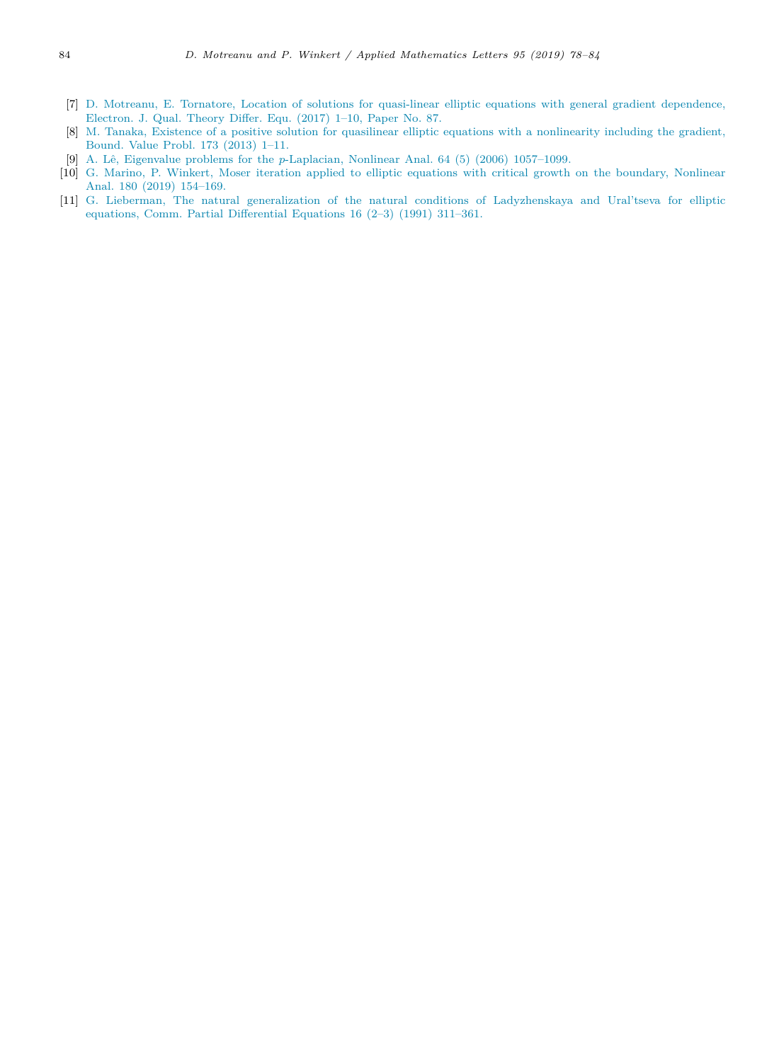[7] D. Motreanu, E. Tornatore, Location of solutions for quasi-linear elliptic equations with general gradient dependence, Electron. J. Qual. Theory Differ. Equ. (2017) 1–10, Paper No. 87.

[8] M. Tanaka, Existence of a positive solution for quasilinear elliptic equations with a nonlinearity including the gradient, Bound. Value Probl. 173 (2013) 1–11.

[9] A. Lê, Eigenvalue problems for the $p$-Laplacian, Nonlinear Anal. 64 (5) (2006) 1057–1099.

[10] G. Marino, P. Winkert, Moser iteration applied to elliptic equations with critical growth on the boundary, Nonlinear Anal. 180 (2019) 154–169.

[11] G. Lieberman, The natural generalization of the natural conditions of Ladyzhenskaya and Ural'tseva for elliptic equations, Comm. Partial Differential Equations 16 (2–3) (1991) 311–361.